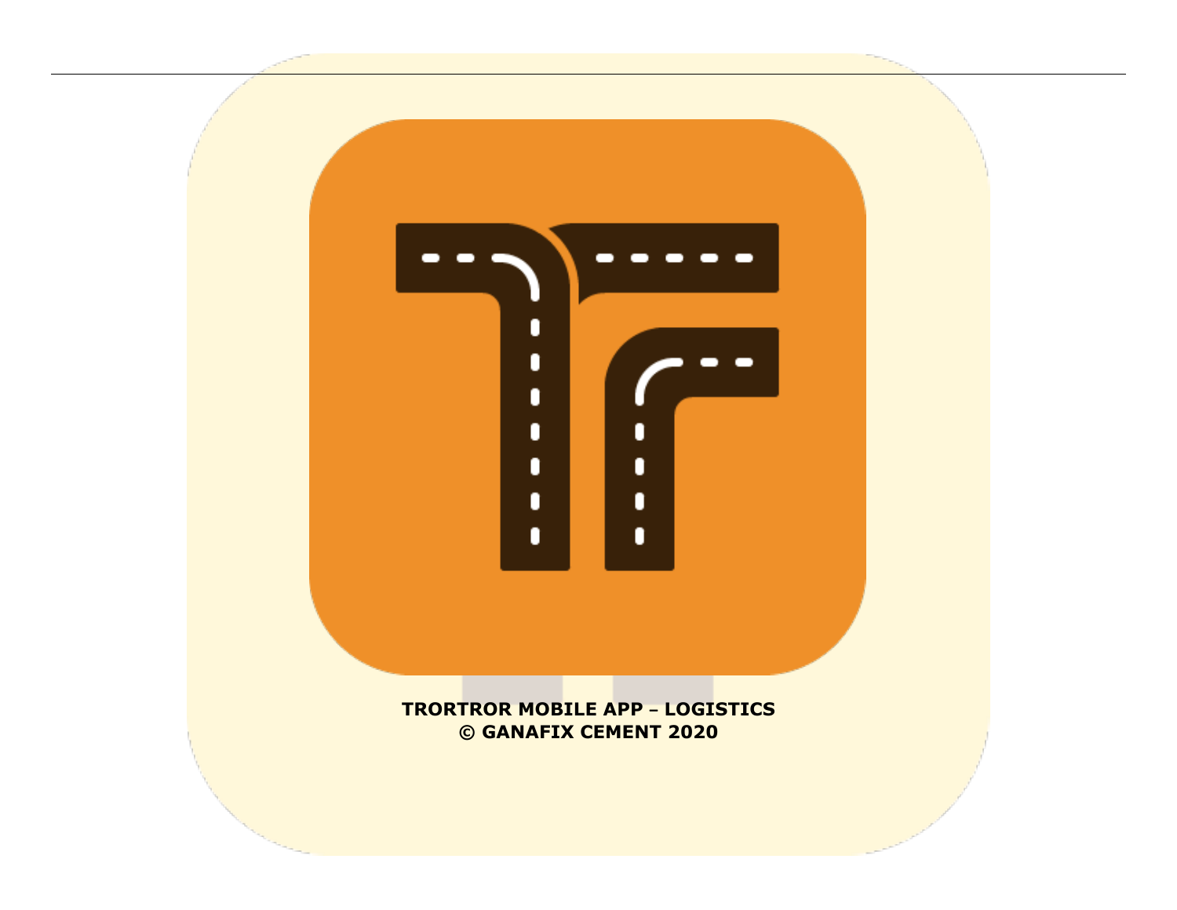**TRORTROR MOBILE APP – LOGISTICS**
**© GANAFIX CEMENT 2020**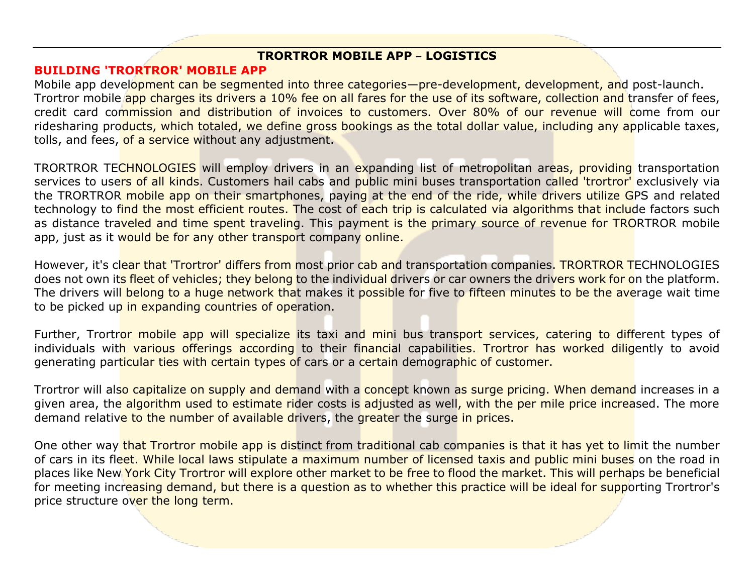# TRORTROR MOBILE APP – LOGISTICS

## BUILDING 'TRORTROR' MOBILE APP

Mobile app development can be segmented into three categories—pre-development, development, and post-launch. Trortror mobile app charges its drivers a 10% fee on all fares for the use of its software, collection and transfer of fees, credit card commission and distribution of invoices to customers. Over 80% of our revenue will come from our ridesharing products, which totaled, we define gross bookings as the total dollar value, including any applicable taxes, tolls, and fees, of a service without any adjustment.

TRORTROR TECHNOLOGIES will employ drivers in an expanding list of metropolitan areas, providing transportation services to users of all kinds. Customers hail cabs and public mini buses transportation called 'trortror' exclusively via the TRORTROR mobile app on their smartphones, paying at the end of the ride, while drivers utilize GPS and related technology to find the most efficient routes. The cost of each trip is calculated via algorithms that include factors such as distance traveled and time spent traveling. This payment is the primary source of revenue for TRORTROR mobile app, just as it would be for any other transport company online.

However, it's clear that 'Trortror' differs from most prior cab and transportation companies. TRORTROR TECHNOLOGIES does not own its fleet of vehicles; they belong to the individual drivers or car owners the drivers work for on the platform. The drivers will belong to a huge network that makes it possible for five to fifteen minutes to be the average wait time to be picked up in expanding countries of operation.

Further, Trortror mobile app will specialize its taxi and mini bus transport services, catering to different types of individuals with various offerings according to their financial capabilities. Trortror has worked diligently to avoid generating particular ties with certain types of cars or a certain demographic of customer.

Trortror will also capitalize on supply and demand with a concept known as surge pricing. When demand increases in a given area, the algorithm used to estimate rider costs is adjusted as well, with the per mile price increased. The more demand relative to the number of available drivers, the greater the surge in prices.

One other way that Trortror mobile app is distinct from traditional cab companies is that it has yet to limit the number of cars in its fleet. While local laws stipulate a maximum number of licensed taxis and public mini buses on the road in places like New York City Trortror will explore other market to be free to flood the market. This will perhaps be beneficial for meeting increasing demand, but there is a question as to whether this practice will be ideal for supporting Trortror's price structure over the long term.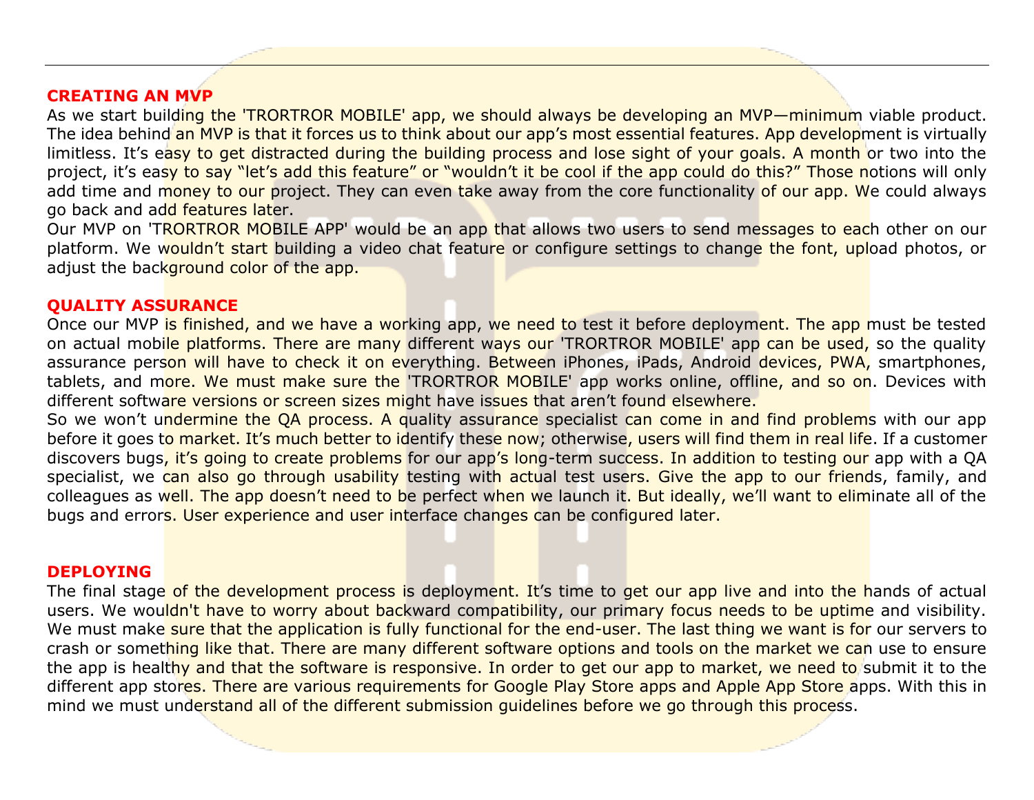## CREATING AN MVP

As we start building the 'TRORTROR MOBILE' app, we should always be developing an MVP—minimum viable product. The idea behind an MVP is that it forces us to think about our app's most essential features. App development is virtually limitless. It's easy to get distracted during the building process and lose sight of your goals. A month or two into the project, it's easy to say "let's add this feature" or "wouldn't it be cool if the app could do this?" Those notions will only add time and money to our project. They can even take away from the core functionality of our app. We could always go back and add features later.

Our MVP on 'TRORTROR MOBILE APP' would be an app that allows two users to send messages to each other on our platform. We wouldn't start building a video chat feature or configure settings to change the font, upload photos, or adjust the background color of the app.

## QUALITY ASSURANCE

Once our MVP is finished, and we have a working app, we need to test it before deployment. The app must be tested on actual mobile platforms. There are many different ways our 'TRORTROR MOBILE' app can be used, so the quality assurance person will have to check it on everything. Between iPhones, iPads, Android devices, PWA, smartphones, tablets, and more. We must make sure the 'TRORTROR MOBILE' app works online, offline, and so on. Devices with different software versions or screen sizes might have issues that aren't found elsewhere.

So we won't undermine the QA process. A quality assurance specialist can come in and find problems with our app before it goes to market. It's much better to identify these now; otherwise, users will find them in real life. If a customer discovers bugs, it's going to create problems for our app's long-term success. In addition to testing our app with a QA specialist, we can also go through usability testing with actual test users. Give the app to our friends, family, and colleagues as well. The app doesn't need to be perfect when we launch it. But ideally, we'll want to eliminate all of the bugs and errors. User experience and user interface changes can be configured later.

## DEPLOYING

The final stage of the development process is deployment. It's time to get our app live and into the hands of actual users. We wouldn't have to worry about backward compatibility, our primary focus needs to be uptime and visibility. We must make sure that the application is fully functional for the end-user. The last thing we want is for our servers to crash or something like that. There are many different software options and tools on the market we can use to ensure the app is healthy and that the software is responsive. In order to get our app to market, we need to submit it to the different app stores. There are various requirements for Google Play Store apps and Apple App Store apps. With this in mind we must understand all of the different submission guidelines before we go through this process.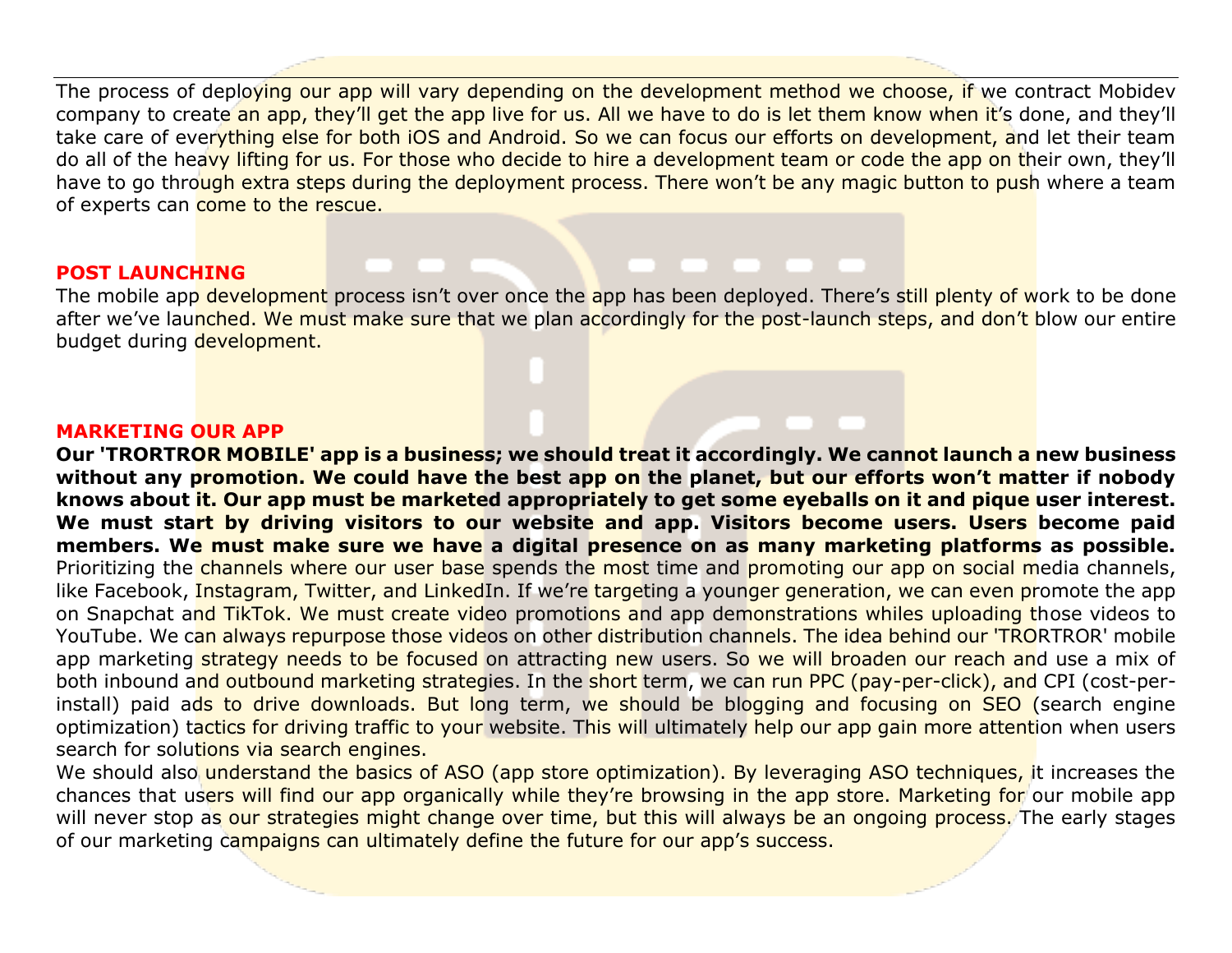The process of deploying our app will vary depending on the development method we choose, if we contract Mobidev company to create an app, they'll get the app live for us. All we have to do is let them know when it's done, and they'll take care of everything else for both iOS and Android. So we can focus our efforts on development, and let their team do all of the heavy lifting for us. For those who decide to hire a development team or code the app on their own, they'll have to go through extra steps during the deployment process. There won't be any magic button to push where a team of experts can come to the rescue.

## POST LAUNCHING

The mobile app development process isn't over once the app has been deployed. There's still plenty of work to be done after we've launched. We must make sure that we plan accordingly for the post-launch steps, and don't blow our entire budget during development.

## MARKETING OUR APP

**Our 'TRORTROR MOBILE' app is a business; we should treat it accordingly. We cannot launch a new business without any promotion. We could have the best app on the planet, but our efforts won't matter if nobody knows about it. Our app must be marketed appropriately to get some eyeballs on it and pique user interest. We must start by driving visitors to our website and app. Visitors become users. Users become paid members. We must make sure we have a digital presence on as many marketing platforms as possible.** Prioritizing the channels where our user base spends the most time and promoting our app on social media channels, like Facebook, Instagram, Twitter, and LinkedIn. If we're targeting a younger generation, we can even promote the app on Snapchat and TikTok. We must create video promotions and app demonstrations whiles uploading those videos to YouTube. We can always repurpose those videos on other distribution channels. The idea behind our 'TRORTROR' mobile app marketing strategy needs to be focused on attracting new users. So we will broaden our reach and use a mix of both inbound and outbound marketing strategies. In the short term, we can run PPC (pay-per-click), and CPI (cost-per-install) paid ads to drive downloads. But long term, we should be blogging and focusing on SEO (search engine optimization) tactics for driving traffic to your website. This will ultimately help our app gain more attention when users search for solutions via search engines.

We should also understand the basics of ASO (app store optimization). By leveraging ASO techniques, it increases the chances that users will find our app organically while they're browsing in the app store. Marketing for our mobile app will never stop as our strategies might change over time, but this will always be an ongoing process. The early stages of our marketing campaigns can ultimately define the future for our app's success.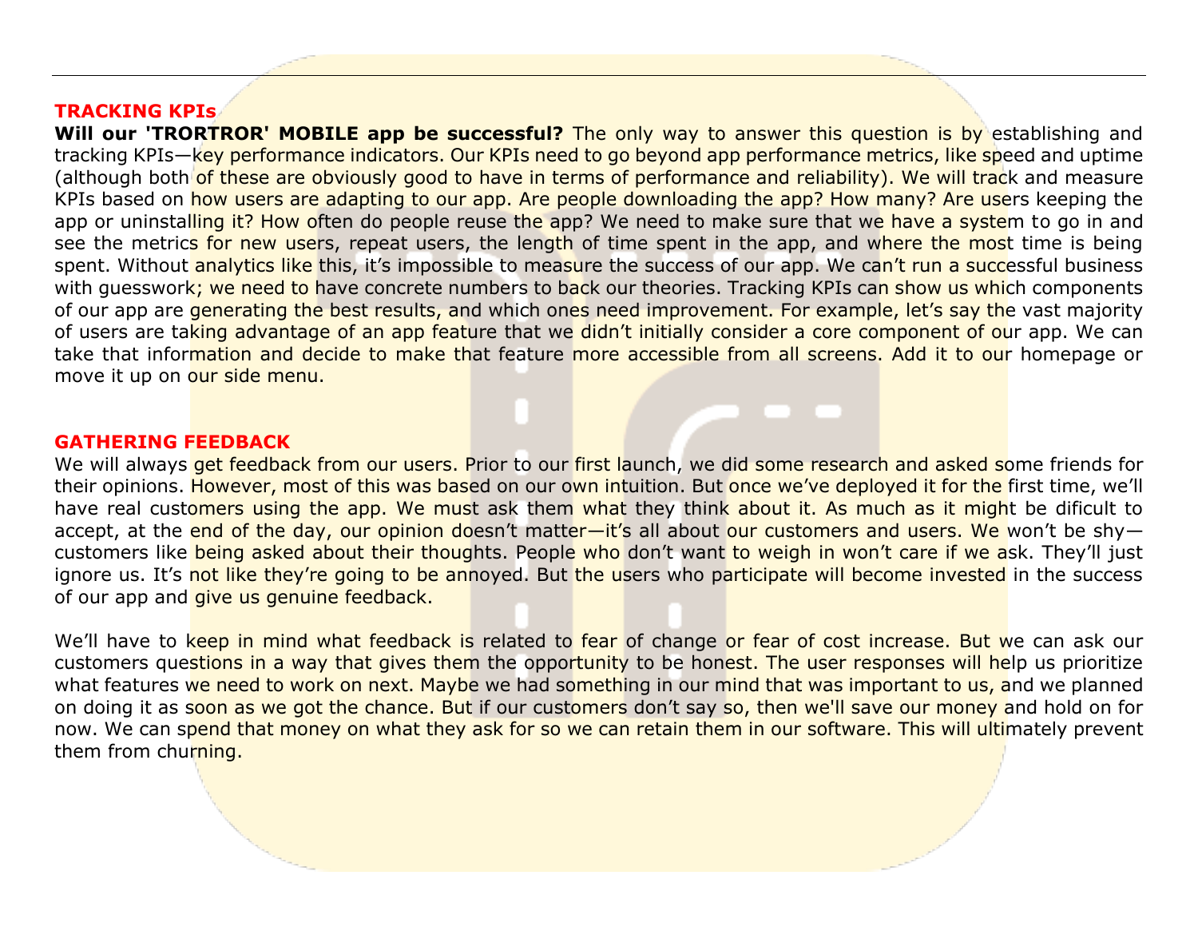## TRACKING KPIs

**Will our 'TRORTROR' MOBILE app be successful?** The only way to answer this question is by establishing and tracking KPIs—key performance indicators. Our KPIs need to go beyond app performance metrics, like speed and uptime (although both of these are obviously good to have in terms of performance and reliability). We will track and measure KPIs based on how users are adapting to our app. Are people downloading the app? How many? Are users keeping the app or uninstalling it? How often do people reuse the app? We need to make sure that we have a system to go in and see the metrics for new users, repeat users, the length of time spent in the app, and where the most time is being spent. Without analytics like this, it's impossible to measure the success of our app. We can't run a successful business with guesswork; we need to have concrete numbers to back our theories. Tracking KPIs can show us which components of our app are generating the best results, and which ones need improvement. For example, let's say the vast majority of users are taking advantage of an app feature that we didn't initially consider a core component of our app. We can take that information and decide to make that feature more accessible from all screens. Add it to our homepage or move it up on our side menu.

## GATHERING FEEDBACK

We will always get feedback from our users. Prior to our first launch, we did some research and asked some friends for their opinions. However, most of this was based on our own intuition. But once we've deployed it for the first time, we'll have real customers using the app. We must ask them what they think about it. As much as it might be dificult to accept, at the end of the day, our opinion doesn't matter—it's all about our customers and users. We won't be shy—customers like being asked about their thoughts. People who don't want to weigh in won't care if we ask. They'll just ignore us. It's not like they're going to be annoyed. But the users who participate will become invested in the success of our app and give us genuine feedback.

We'll have to keep in mind what feedback is related to fear of change or fear of cost increase. But we can ask our customers questions in a way that gives them the opportunity to be honest. The user responses will help us prioritize what features we need to work on next. Maybe we had something in our mind that was important to us, and we planned on doing it as soon as we got the chance. But if our customers don't say so, then we'll save our money and hold on for now. We can spend that money on what they ask for so we can retain them in our software. This will ultimately prevent them from churning.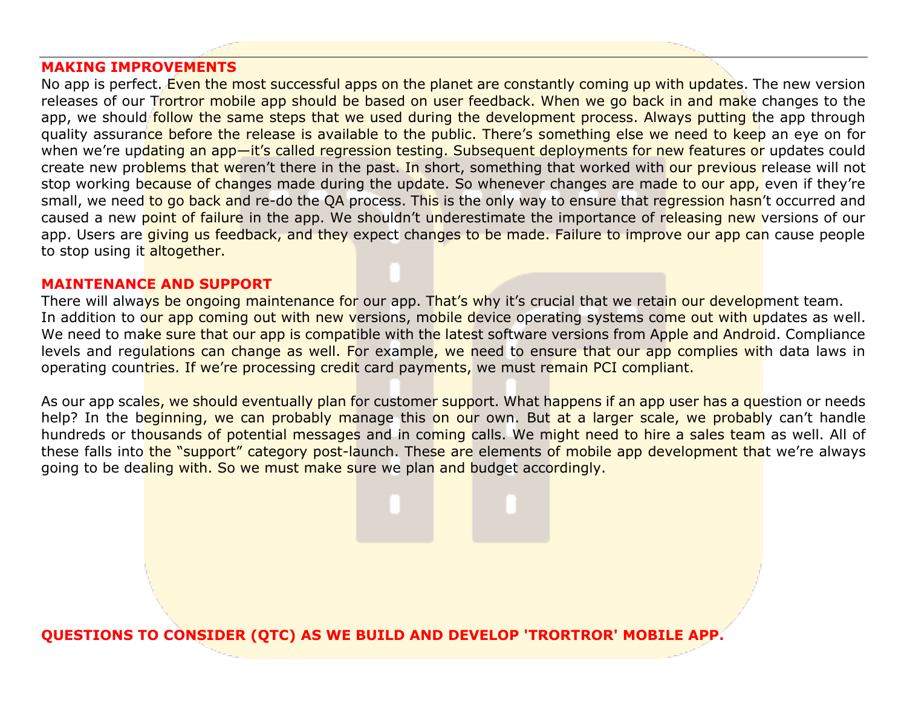## MAKING IMPROVEMENTS

No app is perfect. Even the most successful apps on the planet are constantly coming up with updates. The new version releases of our Trortror mobile app should be based on user feedback. When we go back in and make changes to the app, we should follow the same steps that we used during the development process. Always putting the app through quality assurance before the release is available to the public. There's something else we need to keep an eye on for when we're updating an app—it's called regression testing. Subsequent deployments for new features or updates could create new problems that weren't there in the past. In short, something that worked with our previous release will not stop working because of changes made during the update. So whenever changes are made to our app, even if they're small, we need to go back and re-do the QA process. This is the only way to ensure that regression hasn't occurred and caused a new point of failure in the app. We shouldn't underestimate the importance of releasing new versions of our app. Users are giving us feedback, and they expect changes to be made. Failure to improve our app can cause people to stop using it altogether.

## MAINTENANCE AND SUPPORT

There will always be ongoing maintenance for our app. That's why it's crucial that we retain our development team. In addition to our app coming out with new versions, mobile device operating systems come out with updates as well. We need to make sure that our app is compatible with the latest software versions from Apple and Android. Compliance levels and regulations can change as well. For example, we need to ensure that our app complies with data laws in operating countries. If we're processing credit card payments, we must remain PCI compliant.

As our app scales, we should eventually plan for customer support. What happens if an app user has a question or needs help? In the beginning, we can probably manage this on our own. But at a larger scale, we probably can't handle hundreds or thousands of potential messages and in coming calls. We might need to hire a sales team as well. All of these falls into the "support" category post-launch. These are elements of mobile app development that we're always going to be dealing with. So we must make sure we plan and budget accordingly.

## QUESTIONS TO CONSIDER (QTC) AS WE BUILD AND DEVELOP 'TRORTROR' MOBILE APP.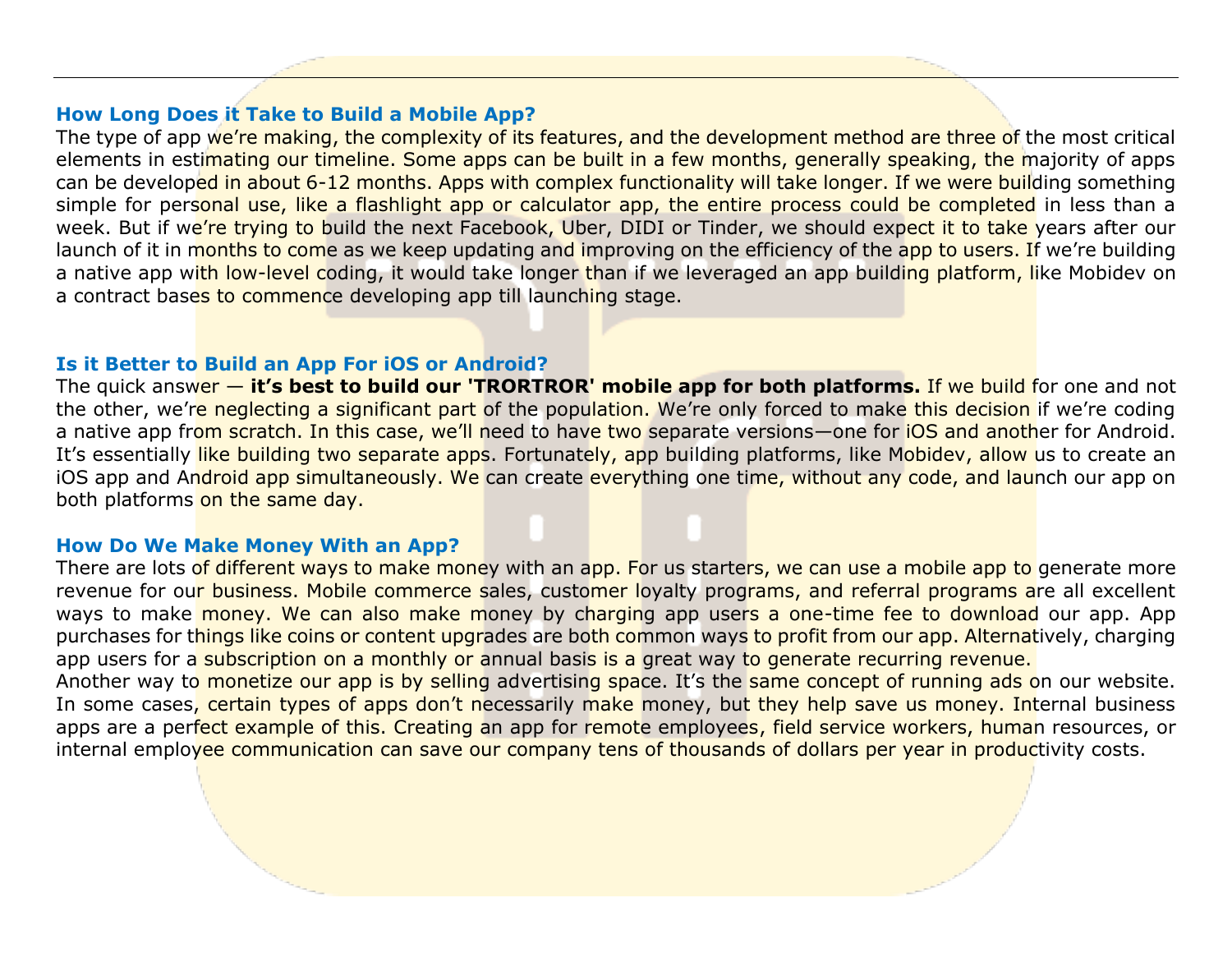### How Long Does it Take to Build a Mobile App?

The type of app we're making, the complexity of its features, and the development method are three of the most critical elements in estimating our timeline. Some apps can be built in a few months, generally speaking, the majority of apps can be developed in about 6-12 months. Apps with complex functionality will take longer. If we were building something simple for personal use, like a flashlight app or calculator app, the entire process could be completed in less than a week. But if we're trying to build the next Facebook, Uber, DIDI or Tinder, we should expect it to take years after our launch of it in months to come as we keep updating and improving on the efficiency of the app to users. If we're building a native app with low-level coding, it would take longer than if we leveraged an app building platform, like Mobidev on a contract bases to commence developing app till launching stage.

### Is it Better to Build an App For iOS or Android?

The quick answer — **it's best to build our 'TRORTROR' mobile app for both platforms.** If we build for one and not the other, we're neglecting a significant part of the population. We're only forced to make this decision if we're coding a native app from scratch. In this case, we'll need to have two separate versions—one for iOS and another for Android. It's essentially like building two separate apps. Fortunately, app building platforms, like Mobidev, allow us to create an iOS app and Android app simultaneously. We can create everything one time, without any code, and launch our app on both platforms on the same day.

### How Do We Make Money With an App?

There are lots of different ways to make money with an app. For us starters, we can use a mobile app to generate more revenue for our business. Mobile commerce sales, customer loyalty programs, and referral programs are all excellent ways to make money. We can also make money by charging app users a one-time fee to download our app. App purchases for things like coins or content upgrades are both common ways to profit from our app. Alternatively, charging app users for a subscription on a monthly or annual basis is a great way to generate recurring revenue.

Another way to monetize our app is by selling advertising space. It's the same concept of running ads on our website. In some cases, certain types of apps don't necessarily make money, but they help save us money. Internal business apps are a perfect example of this. Creating an app for remote employees, field service workers, human resources, or internal employee communication can save our company tens of thousands of dollars per year in productivity costs.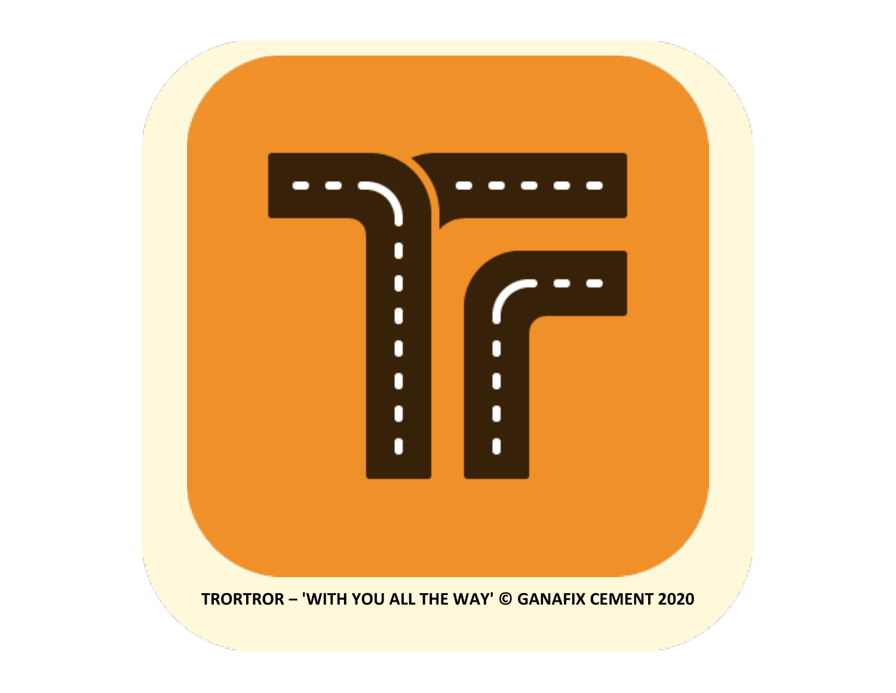TRORTROR – 'WITH YOU ALL THE WAY' © GANAFIX CEMENT 2020